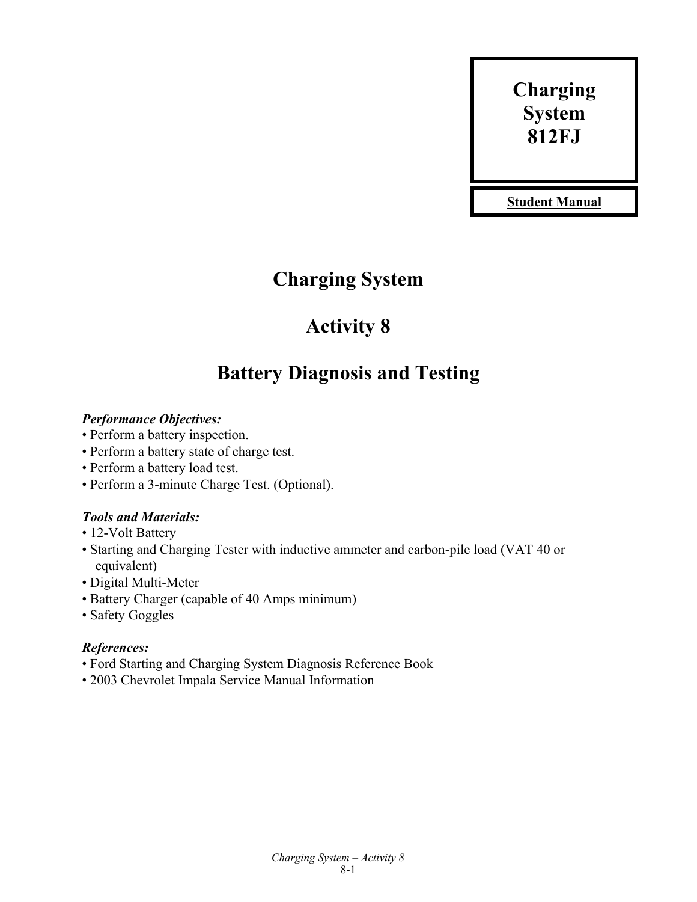**Charging System 812FJ**

**Student Manual**

# Charging System

## Activity 8

## Battery Diagnosis and Testing

***Performance Objectives:***

- Perform a battery inspection.
- Perform a battery state of charge test.
- Perform a battery load test.
- Perform a 3-minute Charge Test. (Optional).

***Tools and Materials:***

- 12-Volt Battery
- Starting and Charging Tester with inductive ammeter and carbon-pile load (VAT 40 or equivalent)
- Digital Multi-Meter
- Battery Charger (capable of 40 Amps minimum)
- Safety Goggles

***References:***

- Ford Starting and Charging System Diagnosis Reference Book
- 2003 Chevrolet Impala Service Manual Information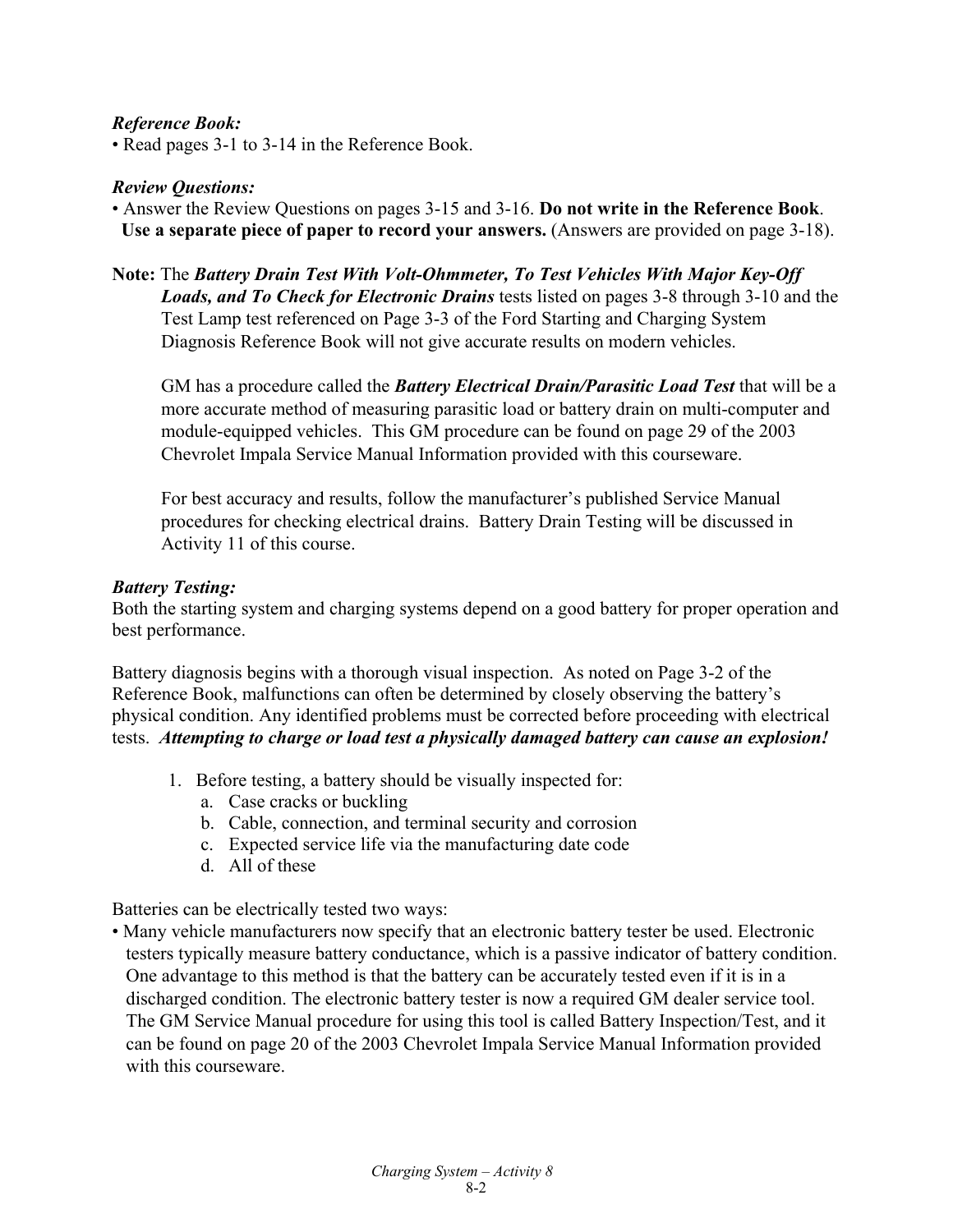***Reference Book:***

• Read pages 3-1 to 3-14 in the Reference Book.

***Review Questions:***

• Answer the Review Questions on pages 3-15 and 3-16. **Do not write in the Reference Book**. **Use a separate piece of paper to record your answers.** (Answers are provided on page 3-18).

**Note:** The ***Battery Drain Test With Volt-Ohmmeter, To Test Vehicles With Major Key-Off Loads, and To Check for Electronic Drains*** tests listed on pages 3-8 through 3-10 and the Test Lamp test referenced on Page 3-3 of the Ford Starting and Charging System Diagnosis Reference Book will not give accurate results on modern vehicles.

GM has a procedure called the ***Battery Electrical Drain/Parasitic Load Test*** that will be a more accurate method of measuring parasitic load or battery drain on multi-computer and module-equipped vehicles. This GM procedure can be found on page 29 of the 2003 Chevrolet Impala Service Manual Information provided with this courseware.

For best accuracy and results, follow the manufacturer's published Service Manual procedures for checking electrical drains. Battery Drain Testing will be discussed in Activity 11 of this course.

***Battery Testing:***

Both the starting system and charging systems depend on a good battery for proper operation and best performance.

Battery diagnosis begins with a thorough visual inspection. As noted on Page 3-2 of the Reference Book, malfunctions can often be determined by closely observing the battery's physical condition. Any identified problems must be corrected before proceeding with electrical tests. ***Attempting to charge or load test a physically damaged battery can cause an explosion!***

1. Before testing, a battery should be visually inspected for:
   a. Case cracks or buckling
   b. Cable, connection, and terminal security and corrosion
   c. Expected service life via the manufacturing date code
   d. All of these

Batteries can be electrically tested two ways:

• Many vehicle manufacturers now specify that an electronic battery tester be used. Electronic testers typically measure battery conductance, which is a passive indicator of battery condition. One advantage to this method is that the battery can be accurately tested even if it is in a discharged condition. The electronic battery tester is now a required GM dealer service tool. The GM Service Manual procedure for using this tool is called Battery Inspection/Test, and it can be found on page 20 of the 2003 Chevrolet Impala Service Manual Information provided with this courseware.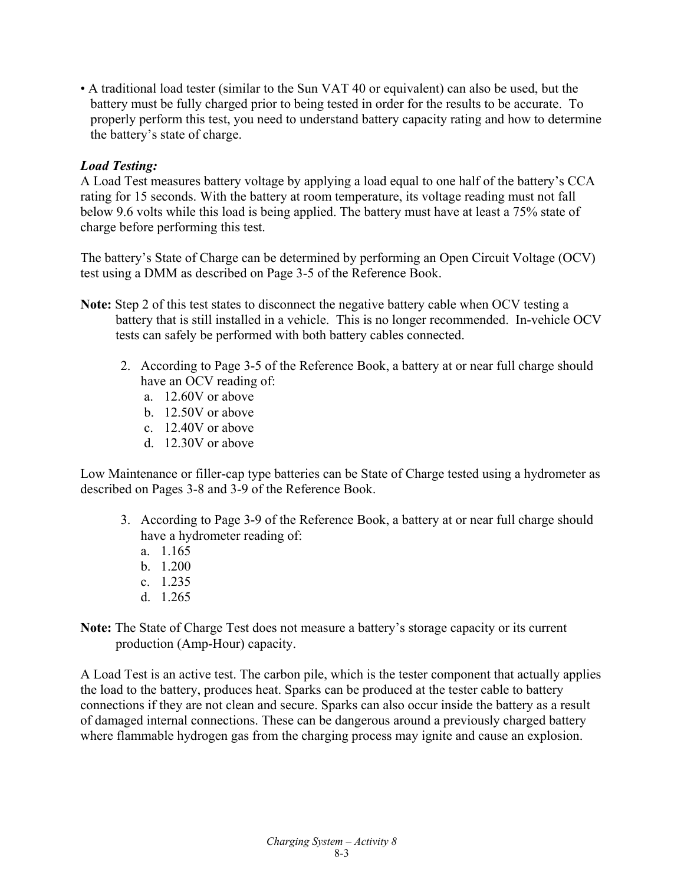- A traditional load tester (similar to the Sun VAT 40 or equivalent) can also be used, but the battery must be fully charged prior to being tested in order for the results to be accurate. To properly perform this test, you need to understand battery capacity rating and how to determine the battery's state of charge.

***Load Testing:***

A Load Test measures battery voltage by applying a load equal to one half of the battery's CCA rating for 15 seconds. With the battery at room temperature, its voltage reading must not fall below 9.6 volts while this load is being applied. The battery must have at least a 75% state of charge before performing this test.

The battery's State of Charge can be determined by performing an Open Circuit Voltage (OCV) test using a DMM as described on Page 3-5 of the Reference Book.

**Note:** Step 2 of this test states to disconnect the negative battery cable when OCV testing a battery that is still installed in a vehicle. This is no longer recommended. In-vehicle OCV tests can safely be performed with both battery cables connected.

2. According to Page 3-5 of the Reference Book, a battery at or near full charge should have an OCV reading of:
   a. 12.60V or above
   b. 12.50V or above
   c. 12.40V or above
   d. 12.30V or above

Low Maintenance or filler-cap type batteries can be State of Charge tested using a hydrometer as described on Pages 3-8 and 3-9 of the Reference Book.

3. According to Page 3-9 of the Reference Book, a battery at or near full charge should have a hydrometer reading of:
   a. 1.165
   b. 1.200
   c. 1.235
   d. 1.265

**Note:** The State of Charge Test does not measure a battery's storage capacity or its current production (Amp-Hour) capacity.

A Load Test is an active test. The carbon pile, which is the tester component that actually applies the load to the battery, produces heat. Sparks can be produced at the tester cable to battery connections if they are not clean and secure. Sparks can also occur inside the battery as a result of damaged internal connections. These can be dangerous around a previously charged battery where flammable hydrogen gas from the charging process may ignite and cause an explosion.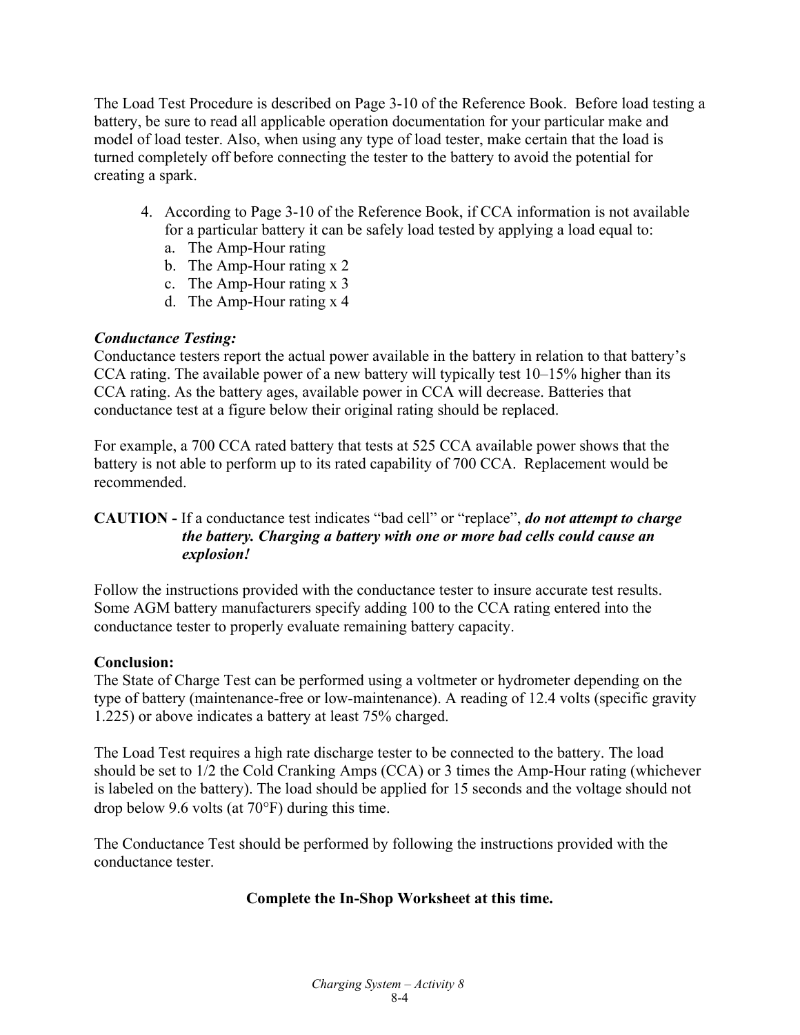The Load Test Procedure is described on Page 3-10 of the Reference Book. Before load testing a battery, be sure to read all applicable operation documentation for your particular make and model of load tester. Also, when using any type of load tester, make certain that the load is turned completely off before connecting the tester to the battery to avoid the potential for creating a spark.

4. According to Page 3-10 of the Reference Book, if CCA information is not available for a particular battery it can be safely load tested by applying a load equal to:
   a. The Amp-Hour rating
   b. The Amp-Hour rating x 2
   c. The Amp-Hour rating x 3
   d. The Amp-Hour rating x 4

***Conductance Testing:***

Conductance testers report the actual power available in the battery in relation to that battery's CCA rating. The available power of a new battery will typically test 10–15% higher than its CCA rating. As the battery ages, available power in CCA will decrease. Batteries that conductance test at a figure below their original rating should be replaced.

For example, a 700 CCA rated battery that tests at 525 CCA available power shows that the battery is not able to perform up to its rated capability of 700 CCA. Replacement would be recommended.

**CAUTION -** If a conductance test indicates "bad cell" or "replace", ***do not attempt to charge the battery. Charging a battery with one or more bad cells could cause an explosion!***

Follow the instructions provided with the conductance tester to insure accurate test results. Some AGM battery manufacturers specify adding 100 to the CCA rating entered into the conductance tester to properly evaluate remaining battery capacity.

**Conclusion:**

The State of Charge Test can be performed using a voltmeter or hydrometer depending on the type of battery (maintenance-free or low-maintenance). A reading of 12.4 volts (specific gravity 1.225) or above indicates a battery at least 75% charged.

The Load Test requires a high rate discharge tester to be connected to the battery. The load should be set to 1/2 the Cold Cranking Amps (CCA) or 3 times the Amp-Hour rating (whichever is labeled on the battery). The load should be applied for 15 seconds and the voltage should not drop below 9.6 volts (at 70°F) during this time.

The Conductance Test should be performed by following the instructions provided with the conductance tester.

**Complete the In-Shop Worksheet at this time.**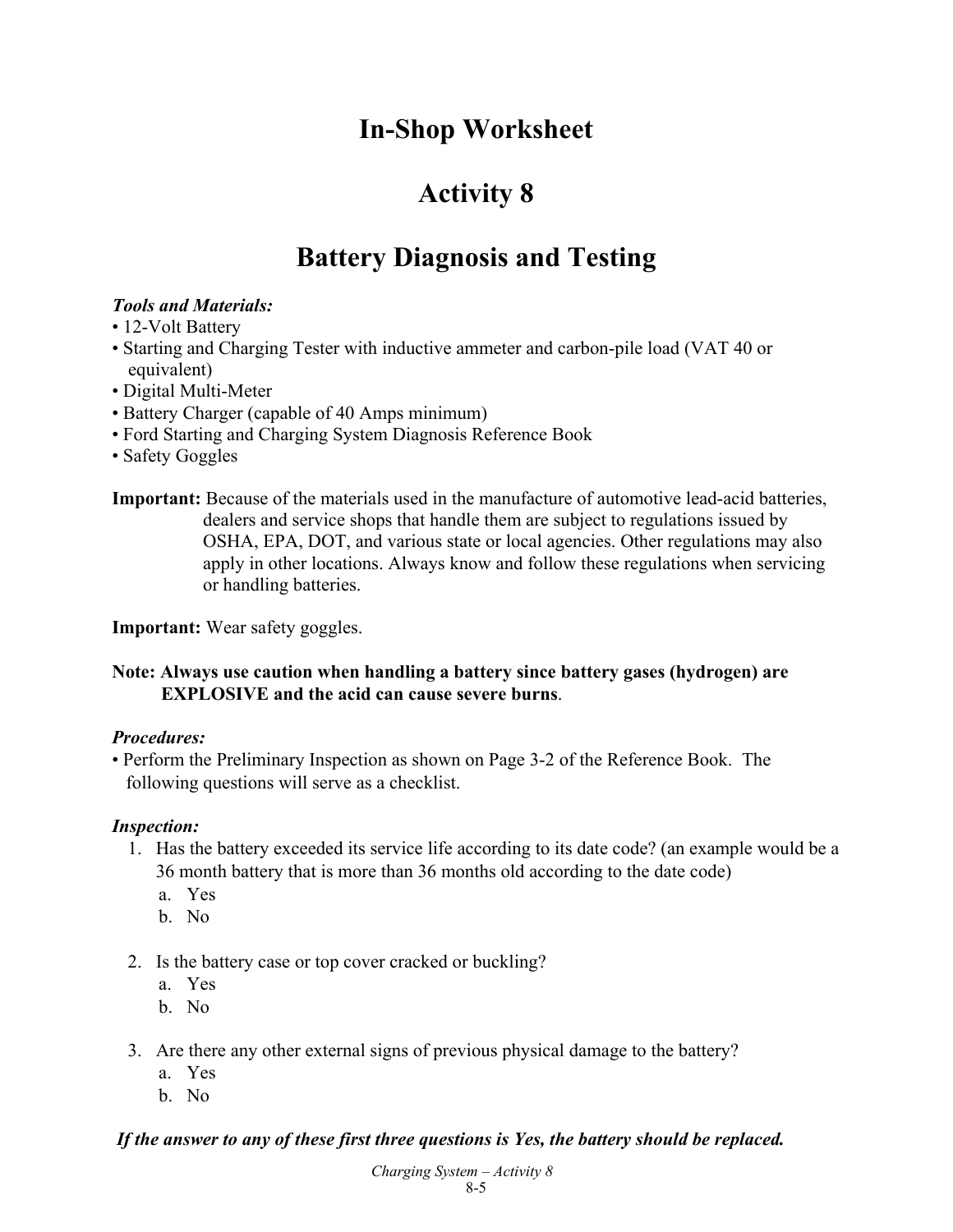# In-Shop Worksheet

# Activity 8

# Battery Diagnosis and Testing

***Tools and Materials:***

- 12-Volt Battery
- Starting and Charging Tester with inductive ammeter and carbon-pile load (VAT 40 or equivalent)
- Digital Multi-Meter
- Battery Charger (capable of 40 Amps minimum)
- Ford Starting and Charging System Diagnosis Reference Book
- Safety Goggles

**Important:** Because of the materials used in the manufacture of automotive lead-acid batteries, dealers and service shops that handle them are subject to regulations issued by OSHA, EPA, DOT, and various state or local agencies. Other regulations may also apply in other locations. Always know and follow these regulations when servicing or handling batteries.

**Important:** Wear safety goggles.

**Note: Always use caution when handling a battery since battery gases (hydrogen) are EXPLOSIVE and the acid can cause severe burns**.

***Procedures:***

- Perform the Preliminary Inspection as shown on Page 3-2 of the Reference Book. The following questions will serve as a checklist.

***Inspection:***

1. Has the battery exceeded its service life according to its date code? (an example would be a 36 month battery that is more than 36 months old according to the date code)
   a. Yes
   b. No

2. Is the battery case or top cover cracked or buckling?
   a. Yes
   b. No

3. Are there any other external signs of previous physical damage to the battery?
   a. Yes
   b. No

***If the answer to any of these first three questions is Yes, the battery should be replaced.***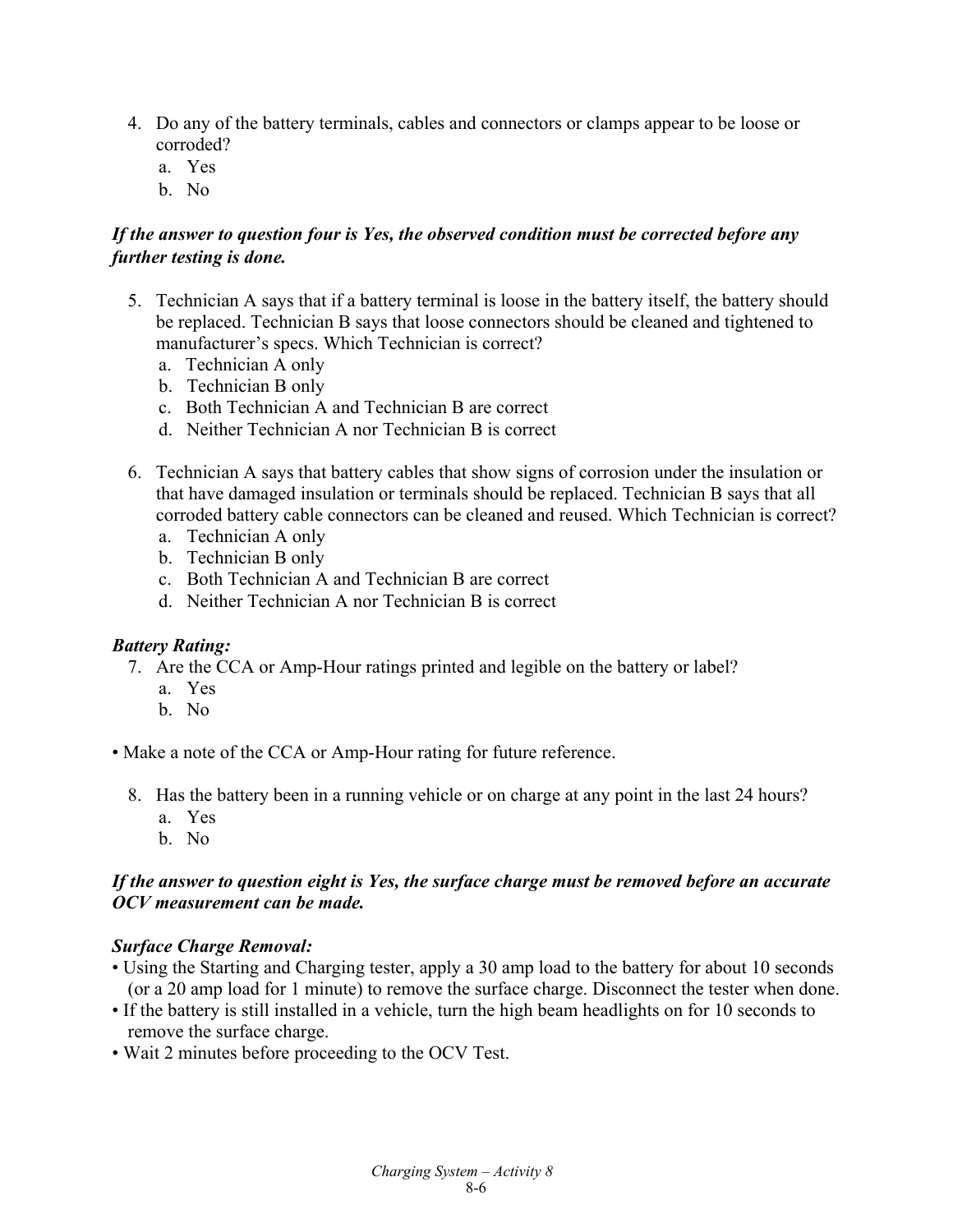4. Do any of the battery terminals, cables and connectors or clamps appear to be loose or corroded?
   a. Yes
   b. No

***If the answer to question four is Yes, the observed condition must be corrected before any further testing is done.***

5. Technician A says that if a battery terminal is loose in the battery itself, the battery should be replaced. Technician B says that loose connectors should be cleaned and tightened to manufacturer's specs. Which Technician is correct?
   a. Technician A only
   b. Technician B only
   c. Both Technician A and Technician B are correct
   d. Neither Technician A nor Technician B is correct

6. Technician A says that battery cables that show signs of corrosion under the insulation or that have damaged insulation or terminals should be replaced. Technician B says that all corroded battery cable connectors can be cleaned and reused. Which Technician is correct?
   a. Technician A only
   b. Technician B only
   c. Both Technician A and Technician B are correct
   d. Neither Technician A nor Technician B is correct

***Battery Rating:***

7. Are the CCA or Amp-Hour ratings printed and legible on the battery or label?
   a. Yes
   b. No

- Make a note of the CCA or Amp-Hour rating for future reference.

8. Has the battery been in a running vehicle or on charge at any point in the last 24 hours?
   a. Yes
   b. No

***If the answer to question eight is Yes, the surface charge must be removed before an accurate OCV measurement can be made.***

***Surface Charge Removal:***

- Using the Starting and Charging tester, apply a 30 amp load to the battery for about 10 seconds (or a 20 amp load for 1 minute) to remove the surface charge. Disconnect the tester when done.
- If the battery is still installed in a vehicle, turn the high beam headlights on for 10 seconds to remove the surface charge.
- Wait 2 minutes before proceeding to the OCV Test.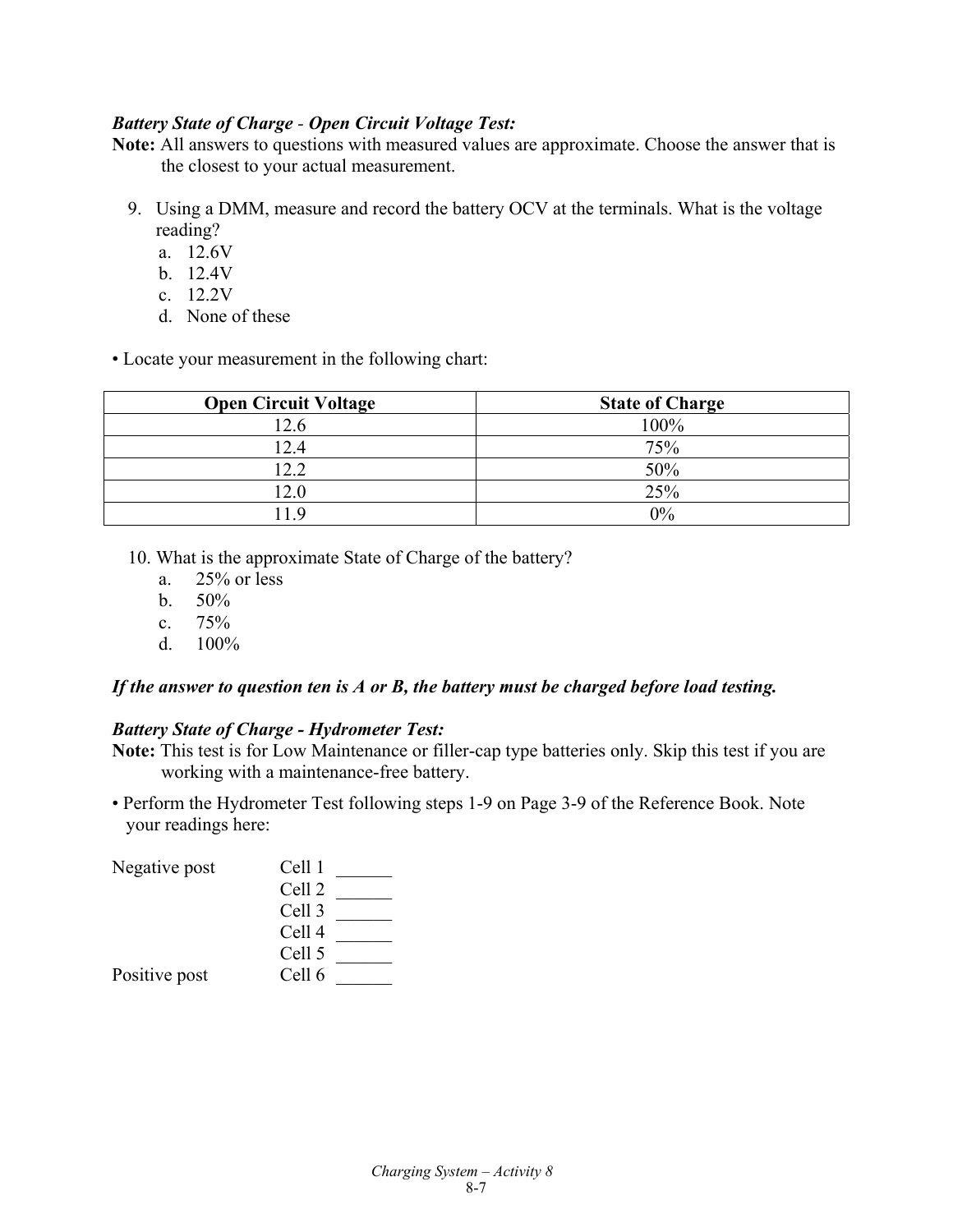***Battery State of Charge - Open Circuit Voltage Test:***

**Note:** All answers to questions with measured values are approximate. Choose the answer that is the closest to your actual measurement.

9. Using a DMM, measure and record the battery OCV at the terminals. What is the voltage reading?
   a. 12.6V
   b. 12.4V
   c. 12.2V
   d. None of these

• Locate your measurement in the following chart:

| Open Circuit Voltage | State of Charge |
| --- | --- |
| 12.6 | 100% |
| 12.4 | 75% |
| 12.2 | 50% |
| 12.0 | 25% |
| 11.9 | 0% |

10. What is the approximate State of Charge of the battery?
    a. 25% or less
    b. 50%
    c. 75%
    d. 100%

***If the answer to question ten is A or B, the battery must be charged before load testing.***

***Battery State of Charge - Hydrometer Test:***

**Note:** This test is for Low Maintenance or filler-cap type batteries only. Skip this test if you are working with a maintenance-free battery.

• Perform the Hydrometer Test following steps 1-9 on Page 3-9 of the Reference Book. Note your readings here:

Negative post    Cell 1 ______
                 Cell 2 ______
                 Cell 3 ______
                 Cell 4 ______
                 Cell 5 ______
Positive post    Cell 6 ______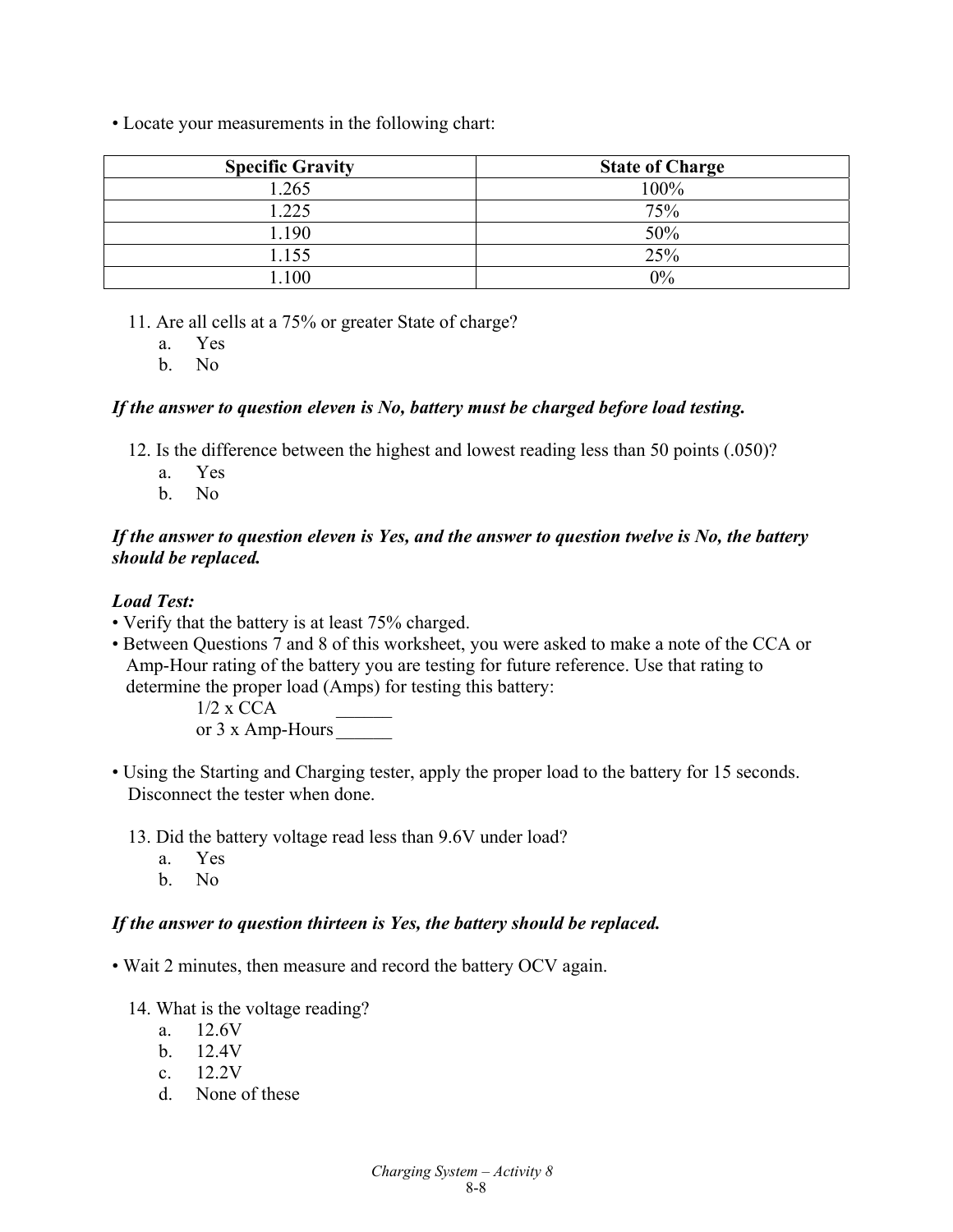• Locate your measurements in the following chart:

| Specific Gravity | State of Charge |
|---|---|
| 1.265 | 100% |
| 1.225 | 75% |
| 1.190 | 50% |
| 1.155 | 25% |
| 1.100 | 0% |

11. Are all cells at a 75% or greater State of charge?
    a. Yes
    b. No

***If the answer to question eleven is No, battery must be charged before load testing.***

12. Is the difference between the highest and lowest reading less than 50 points (.050)?
    a. Yes
    b. No

***If the answer to question eleven is Yes, and the answer to question twelve is No, the battery should be replaced.***

***Load Test:***

• Verify that the battery is at least 75% charged.

• Between Questions 7 and 8 of this worksheet, you were asked to make a note of the CCA or Amp-Hour rating of the battery you are testing for future reference. Use that rating to determine the proper load (Amps) for testing this battery:

  1/2 x CCA ______
  or 3 x Amp-Hours ______

• Using the Starting and Charging tester, apply the proper load to the battery for 15 seconds. Disconnect the tester when done.

13. Did the battery voltage read less than 9.6V under load?
    a. Yes
    b. No

***If the answer to question thirteen is Yes, the battery should be replaced.***

• Wait 2 minutes, then measure and record the battery OCV again.

14. What is the voltage reading?
    a. 12.6V
    b. 12.4V
    c. 12.2V
    d. None of these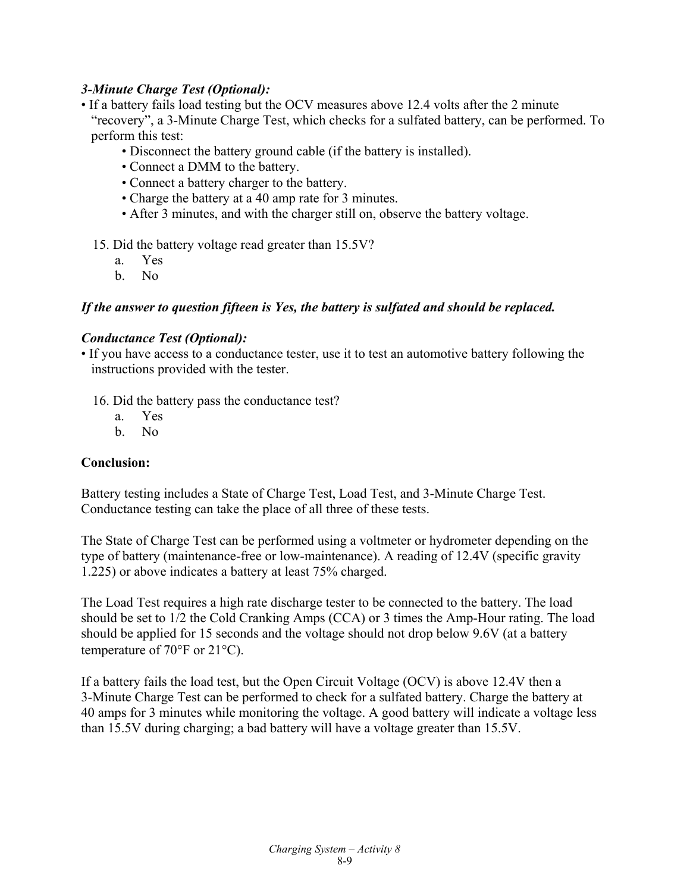***3-Minute Charge Test (Optional):***

- If a battery fails load testing but the OCV measures above 12.4 volts after the 2 minute "recovery", a 3-Minute Charge Test, which checks for a sulfated battery, can be performed. To perform this test:
    - Disconnect the battery ground cable (if the battery is installed).
    - Connect a DMM to the battery.
    - Connect a battery charger to the battery.
    - Charge the battery at a 40 amp rate for 3 minutes.
    - After 3 minutes, and with the charger still on, observe the battery voltage.

15. Did the battery voltage read greater than 15.5V?
    a. Yes
    b. No

***If the answer to question fifteen is Yes, the battery is sulfated and should be replaced.***

***Conductance Test (Optional):***

- If you have access to a conductance tester, use it to test an automotive battery following the instructions provided with the tester.

16. Did the battery pass the conductance test?
    a. Yes
    b. No

**Conclusion:**

Battery testing includes a State of Charge Test, Load Test, and 3-Minute Charge Test. Conductance testing can take the place of all three of these tests.

The State of Charge Test can be performed using a voltmeter or hydrometer depending on the type of battery (maintenance-free or low-maintenance). A reading of 12.4V (specific gravity 1.225) or above indicates a battery at least 75% charged.

The Load Test requires a high rate discharge tester to be connected to the battery. The load should be set to 1/2 the Cold Cranking Amps (CCA) or 3 times the Amp-Hour rating. The load should be applied for 15 seconds and the voltage should not drop below 9.6V (at a battery temperature of 70°F or 21°C).

If a battery fails the load test, but the Open Circuit Voltage (OCV) is above 12.4V then a 3-Minute Charge Test can be performed to check for a sulfated battery. Charge the battery at 40 amps for 3 minutes while monitoring the voltage. A good battery will indicate a voltage less than 15.5V during charging; a bad battery will have a voltage greater than 15.5V.